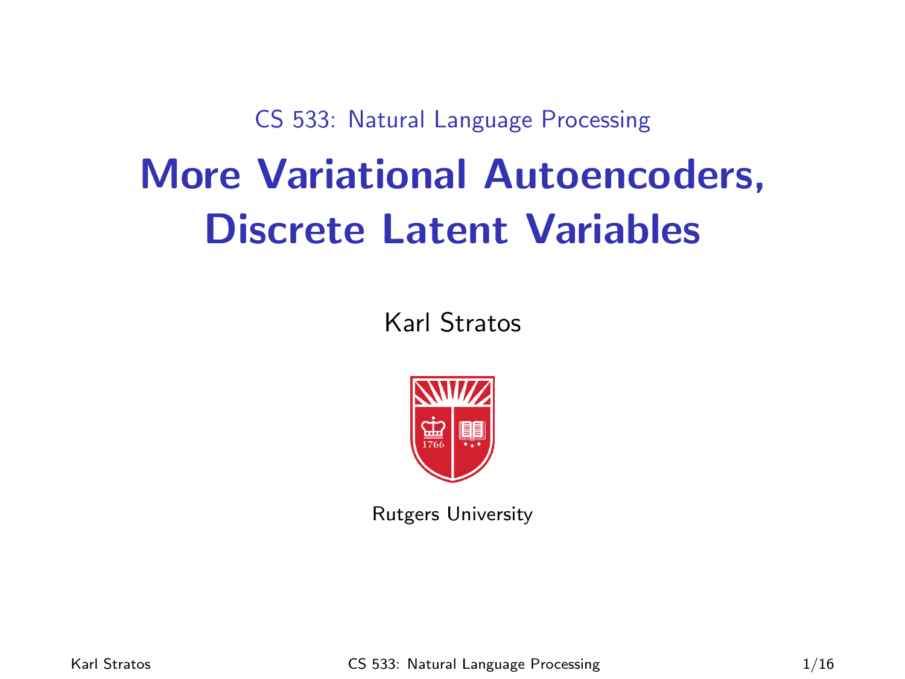CS 533: Natural Language Processing

# More Variational Autoencoders, Discrete Latent Variables

Karl Stratos

Rutgers University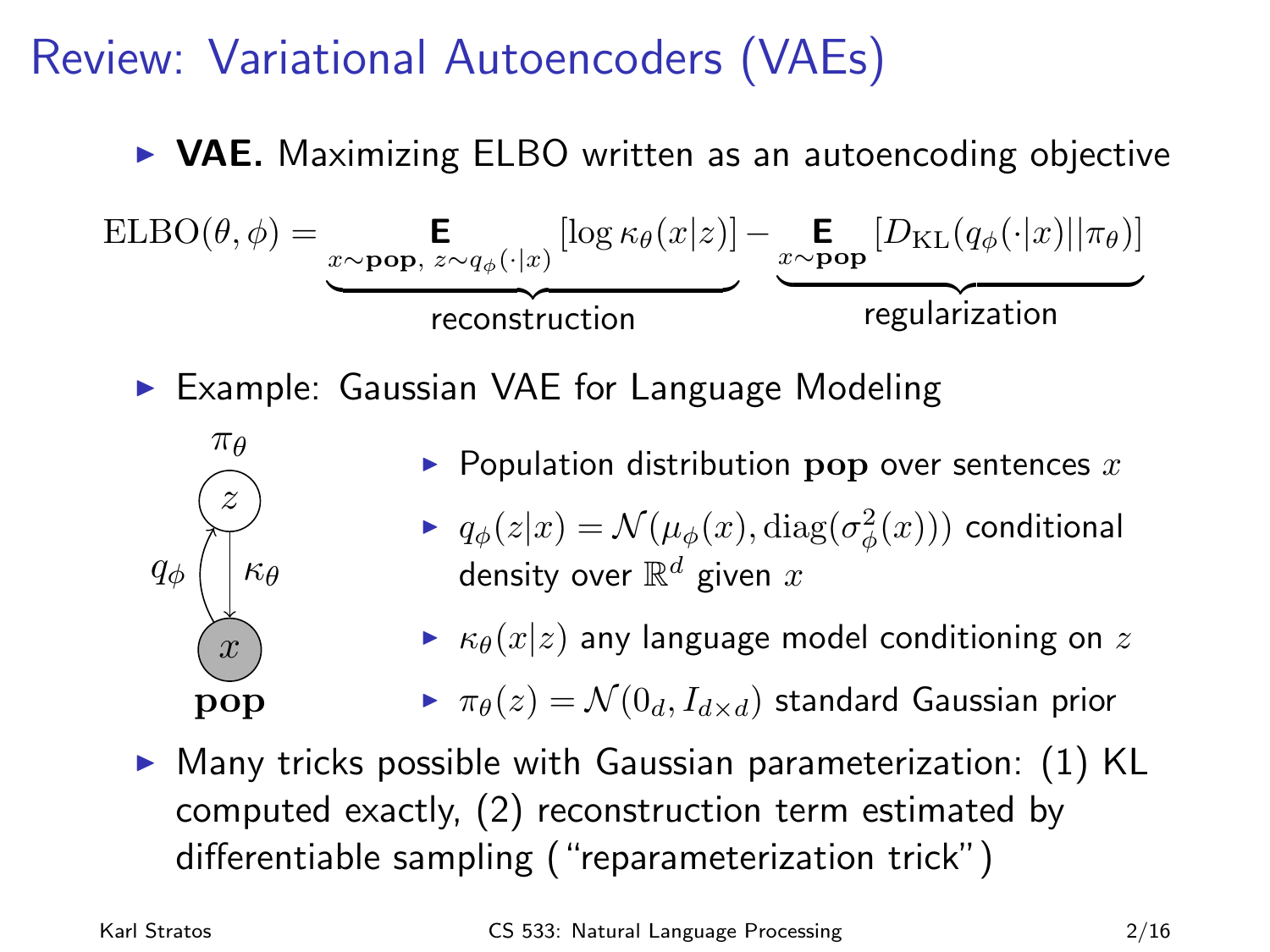# Review: Variational Autoencoders (VAEs)

- **VAE.** Maximizing ELBO written as an autoencoding objective

$$\mathrm{ELBO}(\theta, \phi) = \underbrace{\mathop{\mathbf{E}}_{x \sim \mathbf{pop},\ z \sim q_\phi(\cdot|x)} \left[\log \kappa_\theta(x|z)\right]}_{\text{reconstruction}} - \underbrace{\mathop{\mathbf{E}}_{x \sim \mathbf{pop}} \left[D_{\mathrm{KL}}(q_\phi(\cdot|x) || \pi_\theta)\right]}_{\text{regularization}}$$

- Example: Gaussian VAE for Language Modeling
  - Population distribution $\mathbf{pop}$ over sentences $x$
  - $q_\phi(z|x) = \mathcal{N}(\mu_\phi(x), \mathrm{diag}(\sigma^2_\phi(x)))$ conditional density over $\mathbb{R}^d$ given $x$
  - $\kappa_\theta(x|z)$ any language model conditioning on $z$
  - $\pi_\theta(z) = \mathcal{N}(0_d, I_{d \times d})$ standard Gaussian prior

- Many tricks possible with Gaussian parameterization: (1) KL computed exactly, (2) reconstruction term estimated by differentiable sampling ("reparameterization trick")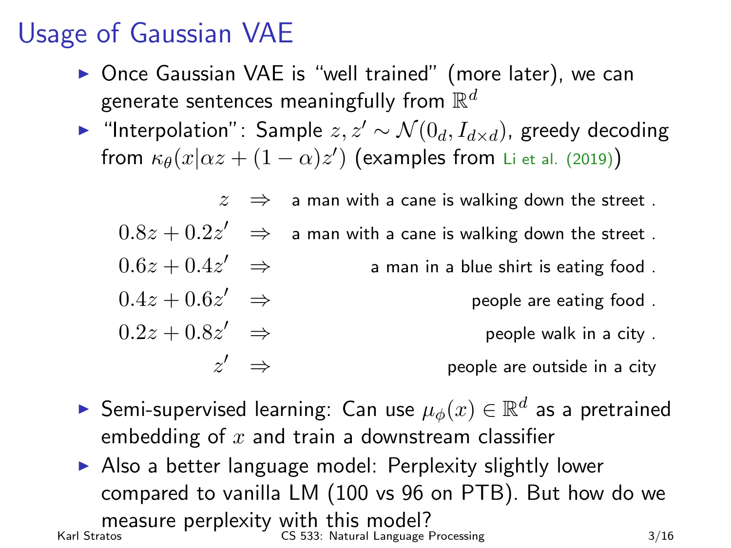# Usage of Gaussian VAE

- Once Gaussian VAE is "well trained" (more later), we can generate sentences meaningfully from $\mathbb{R}^d$
- "Interpolation": Sample $z, z' \sim \mathcal{N}(0_d, I_{d \times d})$, greedy decoding from $\kappa_\theta(x|\alpha z + (1-\alpha)z')$ (examples from Li et al. (2019))

| | | |
|---|---|---|
| $z$ | $\Rightarrow$ | a man with a cane is walking down the street . |
| $0.8z + 0.2z'$ | $\Rightarrow$ | a man with a cane is walking down the street . |
| $0.6z + 0.4z'$ | $\Rightarrow$ | a man in a blue shirt is eating food . |
| $0.4z + 0.6z'$ | $\Rightarrow$ | people are eating food . |
| $0.2z + 0.8z'$ | $\Rightarrow$ | people walk in a city . |
| $z'$ | $\Rightarrow$ | people are outside in a city |

- Semi-supervised learning: Can use $\mu_\phi(x) \in \mathbb{R}^d$ as a pretrained embedding of $x$ and train a downstream classifier
- Also a better language model: Perplexity slightly lower compared to vanilla LM (100 vs 96 on PTB). But how do we measure perplexity with this model?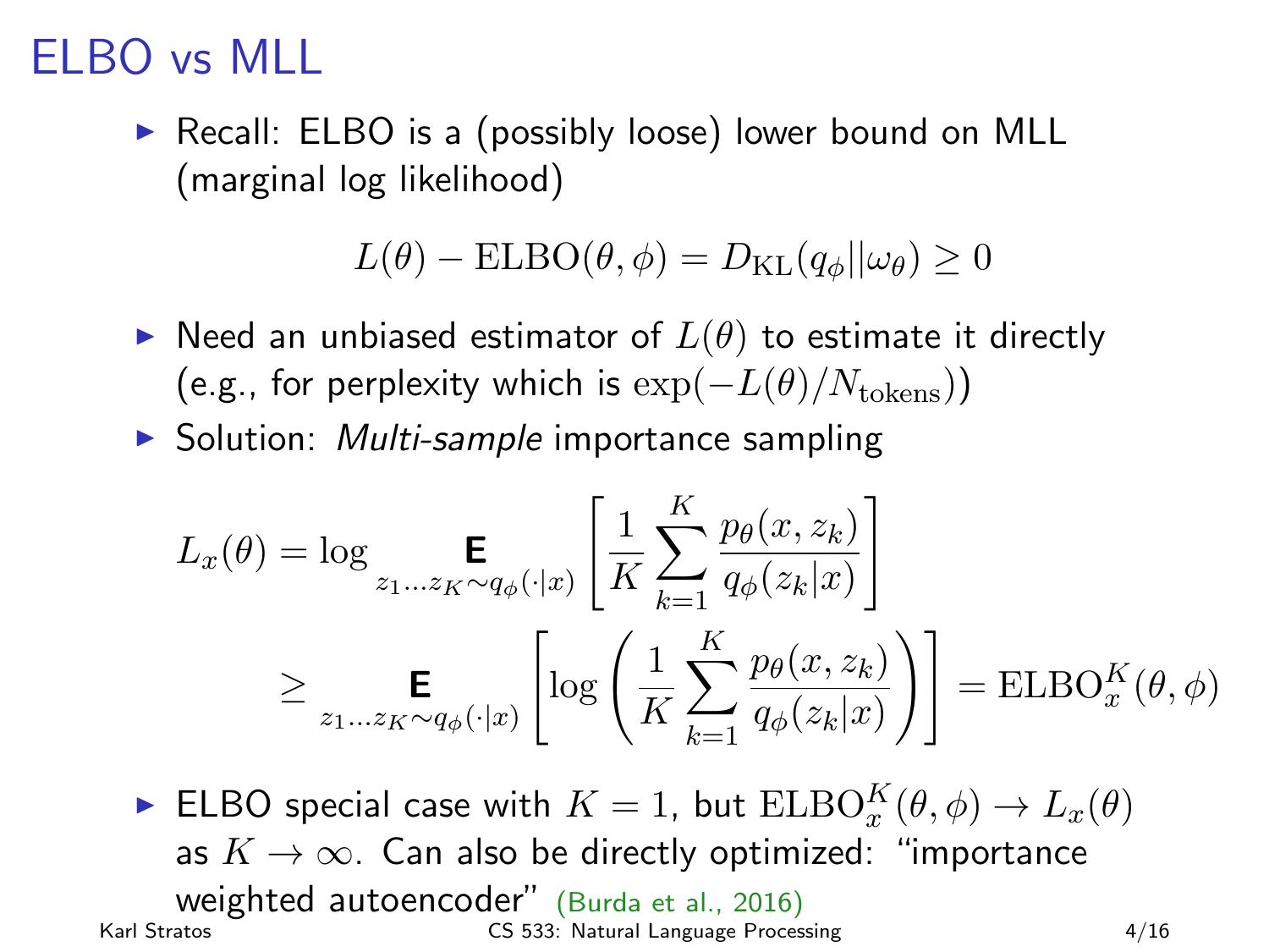# ELBO vs MLL

- Recall: ELBO is a (possibly loose) lower bound on MLL (marginal log likelihood)

$$L(\theta) - \mathrm{ELBO}(\theta, \phi) = D_{\mathrm{KL}}(q_\phi || \omega_\theta) \geq 0$$

- Need an unbiased estimator of $L(\theta)$ to estimate it directly (e.g., for perplexity which is $\exp(-L(\theta)/N_{\mathrm{tokens}})$)
- Solution: *Multi-sample* importance sampling

$$\begin{aligned}
L_x(\theta) &= \log \mathop{\mathbf{E}}_{z_1 \ldots z_K \sim q_\phi(\cdot|x)} \left[ \frac{1}{K} \sum_{k=1}^{K} \frac{p_\theta(x, z_k)}{q_\phi(z_k|x)} \right] \\
&\geq \mathop{\mathbf{E}}_{z_1 \ldots z_K \sim q_\phi(\cdot|x)} \left[ \log \left( \frac{1}{K} \sum_{k=1}^{K} \frac{p_\theta(x, z_k)}{q_\phi(z_k|x)} \right) \right] = \mathrm{ELBO}_x^K(\theta, \phi)
\end{aligned}$$

- ELBO special case with $K = 1$, but $\mathrm{ELBO}_x^K(\theta, \phi) \to L_x(\theta)$ as $K \to \infty$. Can also be directly optimized: "importance weighted autoencoder" (Burda et al., 2016)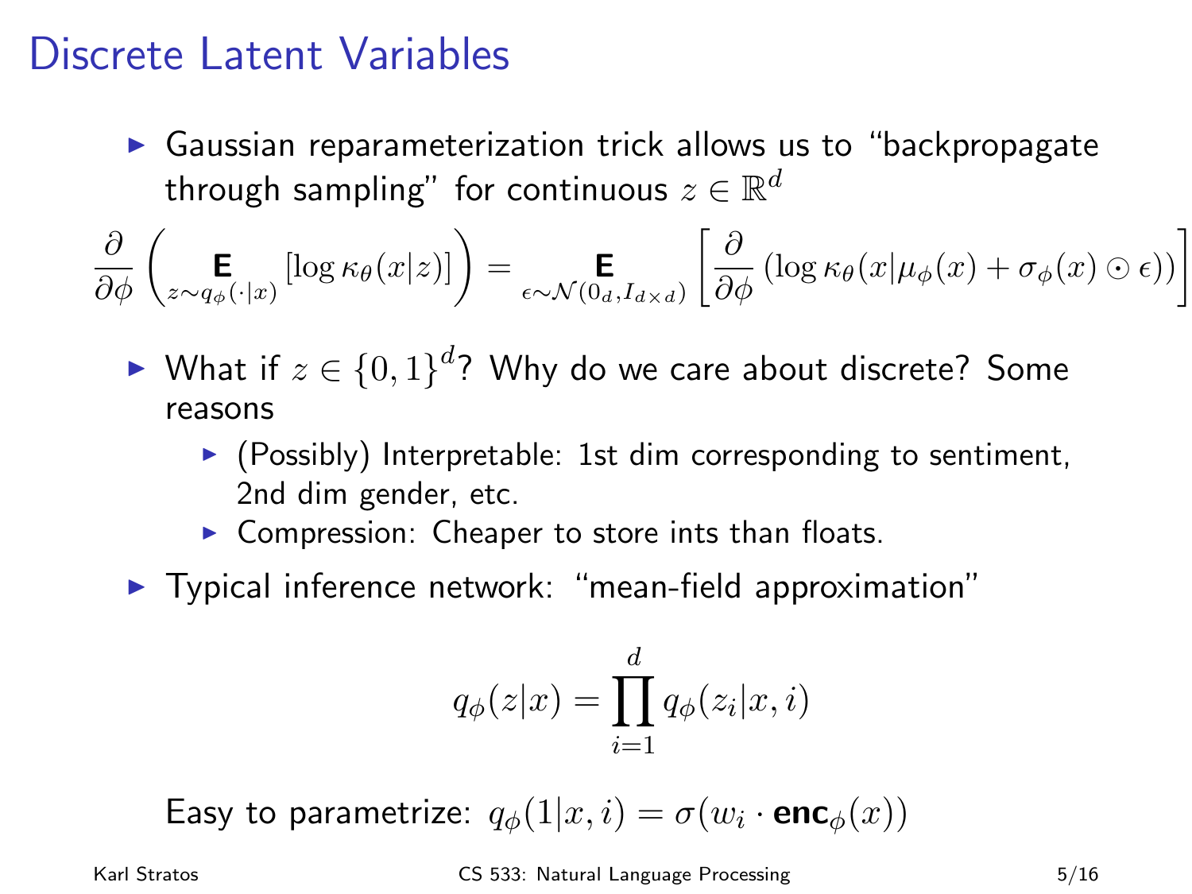# Discrete Latent Variables

- Gaussian reparameterization trick allows us to "backpropagate through sampling" for continuous $z \in \mathbb{R}^d$

$$\frac{\partial}{\partial \phi} \left( \mathop{\mathbf{E}}_{z \sim q_\phi(\cdot|x)} [\log \kappa_\theta(x|z)] \right) = \mathop{\mathbf{E}}_{\epsilon \sim \mathcal{N}(0_d, I_{d \times d})} \left[ \frac{\partial}{\partial \phi} (\log \kappa_\theta(x|\mu_\phi(x) + \sigma_\phi(x) \odot \epsilon)) \right]$$

- What if $z \in \{0, 1\}^d$? Why do we care about discrete? Some reasons
  - (Possibly) Interpretable: 1st dim corresponding to sentiment, 2nd dim gender, etc.
  - Compression: Cheaper to store ints than floats.
- Typical inference network: "mean-field approximation"

$$q_\phi(z|x) = \prod_{i=1}^{d} q_\phi(z_i|x, i)$$

Easy to parametrize: $q_\phi(1|x, i) = \sigma(w_i \cdot \mathbf{enc}_\phi(x))$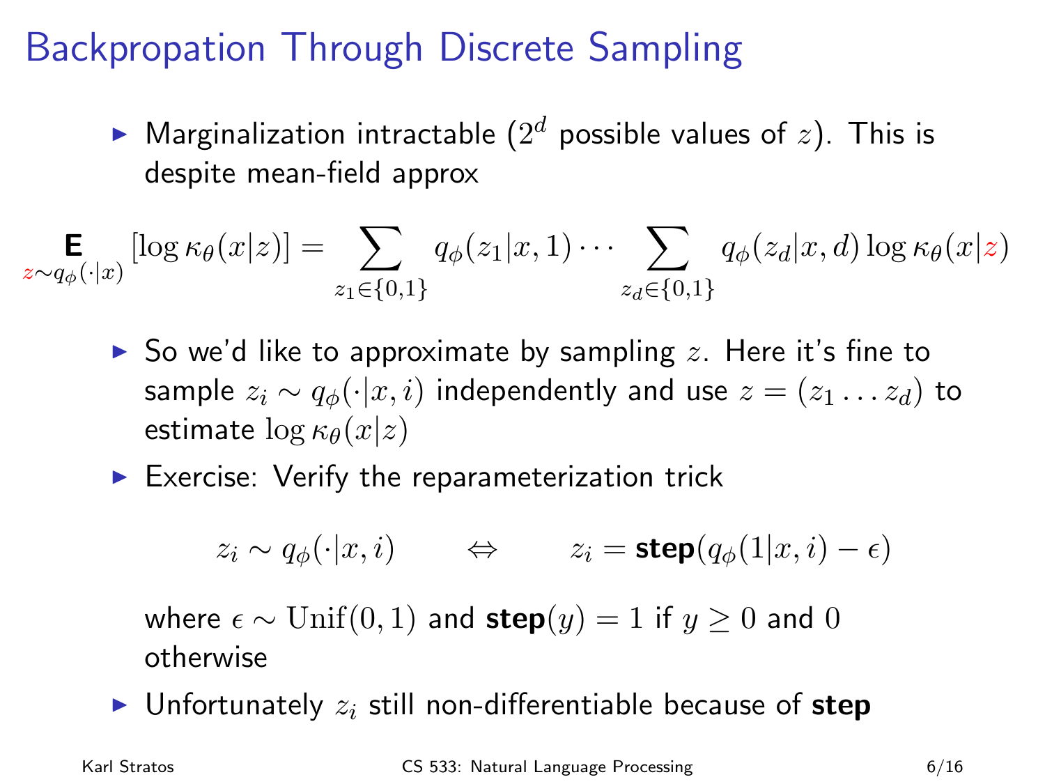# Backpropation Through Discrete Sampling

- Marginalization intractable ($2^d$ possible values of $z$). This is despite mean-field approx

$$\mathop{\mathbf{E}}_{z \sim q_\phi(\cdot|x)} [\log \kappa_\theta(x|z)] = \sum_{z_1 \in \{0,1\}} q_\phi(z_1|x,1) \cdots \sum_{z_d \in \{0,1\}} q_\phi(z_d|x,d) \log \kappa_\theta(x|z)$$

- So we'd like to approximate by sampling $z$. Here it's fine to sample $z_i \sim q_\phi(\cdot|x,i)$ independently and use $z = (z_1 \ldots z_d)$ to estimate $\log \kappa_\theta(x|z)$
- Exercise: Verify the reparameterization trick

$$z_i \sim q_\phi(\cdot|x,i) \qquad \Leftrightarrow \qquad z_i = \textbf{step}(q_\phi(1|x,i) - \epsilon)$$

where $\epsilon \sim \mathrm{Unif}(0,1)$ and $\textbf{step}(y) = 1$ if $y \geq 0$ and $0$ otherwise

- Unfortunately $z_i$ still non-differentiable because of **step**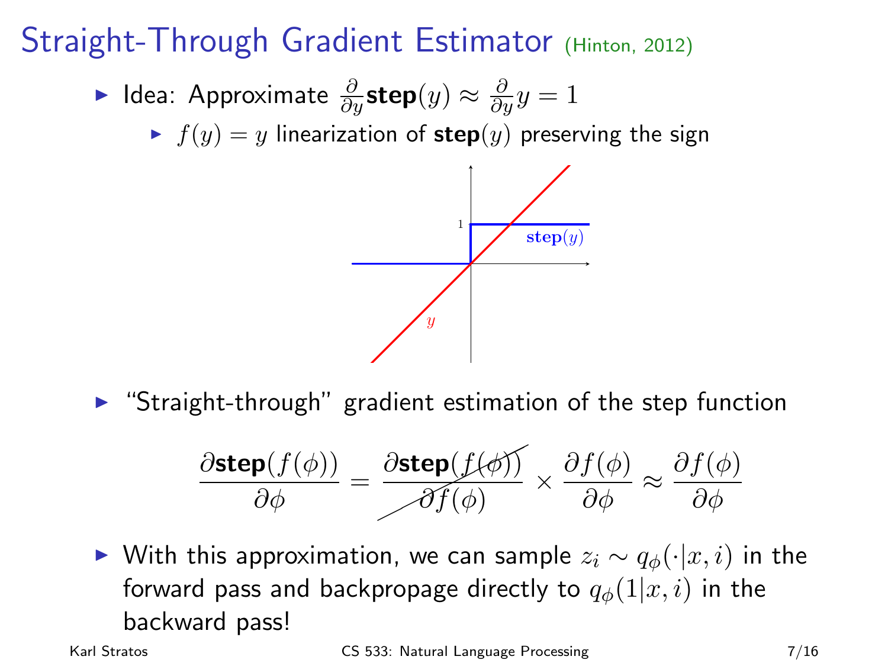# Straight-Through Gradient Estimator (Hinton, 2012)

- Idea: Approximate $\frac{\partial}{\partial y}\textbf{step}(y) \approx \frac{\partial}{\partial y} y = 1$
  - $f(y) = y$ linearization of $\textbf{step}(y)$ preserving the sign

- "Straight-through" gradient estimation of the step function

$$\frac{\partial \textbf{step}(f(\phi))}{\partial \phi} = \frac{\partial \textbf{step}(f(\phi))}{\partial f(\phi)} \times \frac{\partial f(\phi)}{\partial \phi} \approx \frac{\partial f(\phi)}{\partial \phi}$$

- With this approximation, we can sample $z_i \sim q_\phi(\cdot|x, i)$ in the forward pass and backpropage directly to $q_\phi(1|x, i)$ in the backward pass!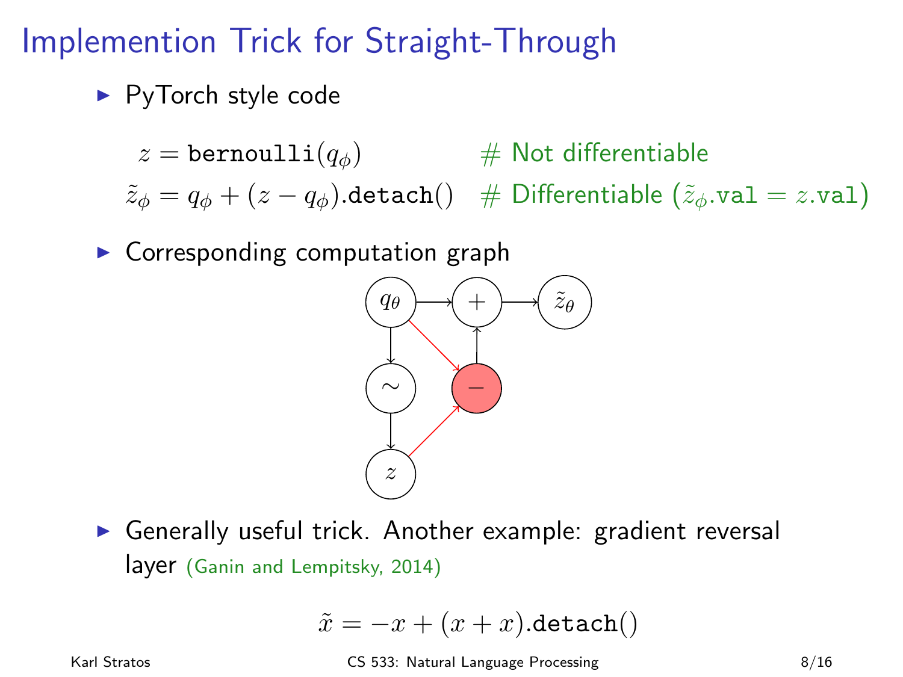# Implemention Trick for Straight-Through

- PyTorch style code

$$z = \texttt{bernoulli}(q_\phi) \qquad \text{\# Not differentiable}$$

$$\tilde{z}_\phi = q_\phi + (z - q_\phi).\texttt{detach}() \qquad \text{\# Differentiable } (\tilde{z}_\phi.\texttt{val} = z.\texttt{val})$$

- Corresponding computation graph

- Generally useful trick. Another example: gradient reversal layer (Ganin and Lempitsky, 2014)

$$\tilde{x} = -x + (x + x).\texttt{detach}()$$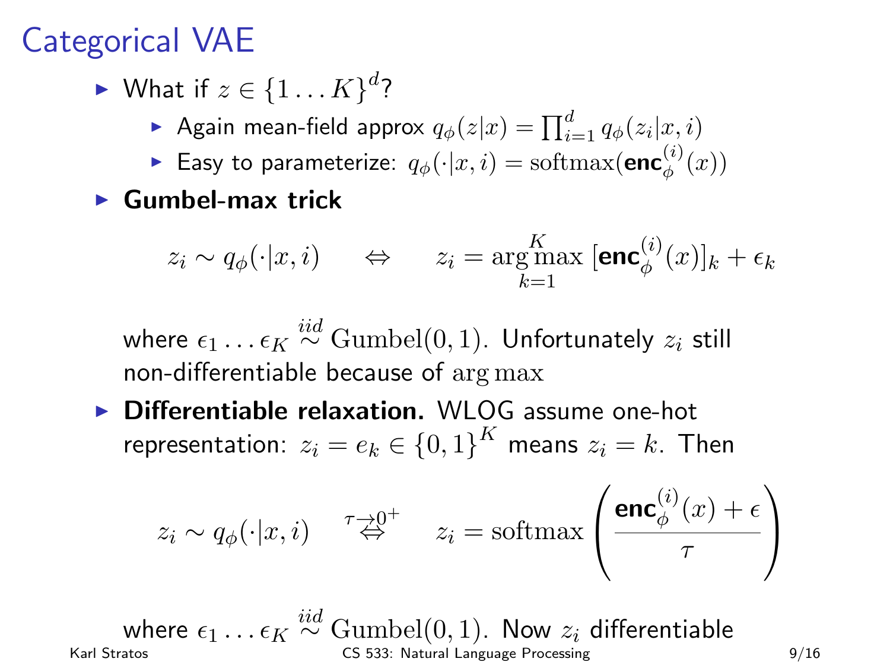# Categorical VAE

- What if $z \in \{1 \ldots K\}^d$?
  - Again mean-field approx $q_\phi(z|x) = \prod_{i=1}^d q_\phi(z_i|x, i)$
  - Easy to parameterize: $q_\phi(\cdot|x, i) = \mathrm{softmax}(\textbf{enc}_\phi^{(i)}(x))$
- **Gumbel-max trick**

$$z_i \sim q_\phi(\cdot|x, i) \qquad \Leftrightarrow \qquad z_i = \arg\max_{k=1}^{K} \, [\textbf{enc}_\phi^{(i)}(x)]_k + \epsilon_k$$

  where $\epsilon_1 \ldots \epsilon_K \overset{iid}{\sim} \mathrm{Gumbel}(0, 1)$. Unfortunately $z_i$ still non-differentiable because of $\arg\max$

- **Differentiable relaxation.** WLOG assume one-hot representation: $z_i = e_k \in \{0, 1\}^K$ means $z_i = k$. Then

$$z_i \sim q_\phi(\cdot|x, i) \quad \overset{\tau \to 0^+}{\Leftrightarrow} \quad z_i = \mathrm{softmax}\left(\frac{\textbf{enc}_\phi^{(i)}(x) + \epsilon}{\tau}\right)$$

  where $\epsilon_1 \ldots \epsilon_K \overset{iid}{\sim} \mathrm{Gumbel}(0, 1)$. Now $z_i$ differentiable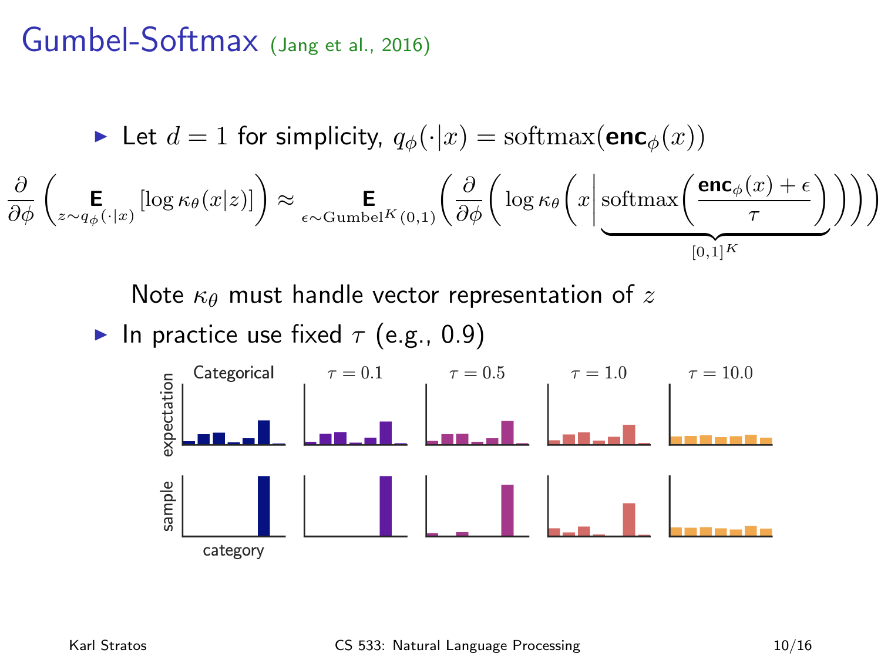# Gumbel-Softmax (Jang et al., 2016)

- Let $d = 1$ for simplicity, $q_\phi(\cdot|x) = \text{softmax}(\textbf{enc}_\phi(x))$

$$\frac{\partial}{\partial \phi}\left(\mathop{\mathbf{E}}_{z \sim q_\phi(\cdot|x)}\left[\log \kappa_\theta(x|z)\right]\right) \approx \mathop{\mathbf{E}}_{\epsilon \sim \text{Gumbel}^K(0,1)}\left(\frac{\partial}{\partial \phi}\left(\log \kappa_\theta\left(x \middle| \underbrace{\text{softmax}\left(\frac{\textbf{enc}_\phi(x) + \epsilon}{\tau}\right)}_{[0,1]^K}\right)\right)\right)$$

  Note $\kappa_\theta$ must handle vector representation of $z$

- In practice use fixed $\tau$ (e.g., 0.9)

Categorical | $\tau = 0.1$ | $\tau = 0.5$ | $\tau = 1.0$ | $\tau = 10.0$

expectation / sample / category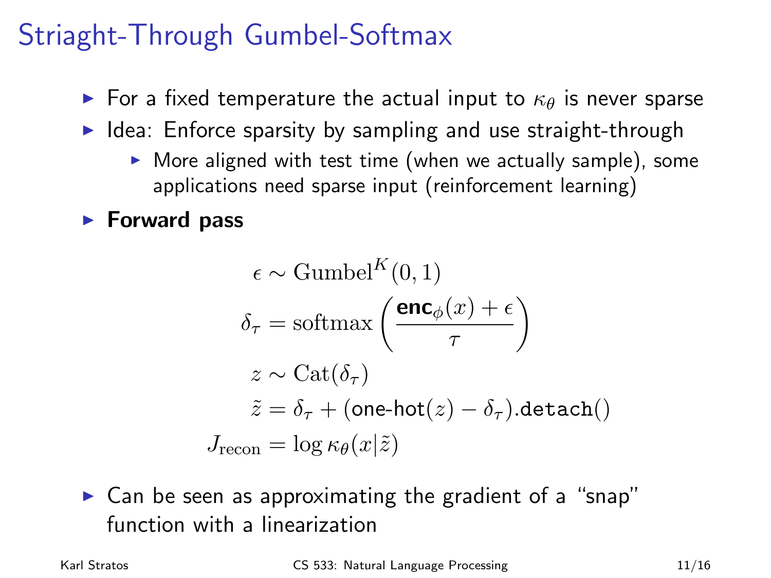# Striaght-Through Gumbel-Softmax

- For a fixed temperature the actual input to $\kappa_\theta$ is never sparse
- Idea: Enforce sparsity by sampling and use straight-through
  - More aligned with test time (when we actually sample), some applications need sparse input (reinforcement learning)
- **Forward pass**

$$
\begin{aligned}
\epsilon &\sim \mathrm{Gumbel}^K(0,1) \\
\delta_\tau &= \mathrm{softmax}\left(\frac{\textbf{enc}_\phi(x) + \epsilon}{\tau}\right) \\
z &\sim \mathrm{Cat}(\delta_\tau) \\
\tilde{z} &= \delta_\tau + (\text{one-hot}(z) - \delta_\tau).\texttt{detach}() \\
J_{\mathrm{recon}} &= \log \kappa_\theta(x|\tilde{z})
\end{aligned}
$$

- Can be seen as approximating the gradient of a "snap" function with a linearization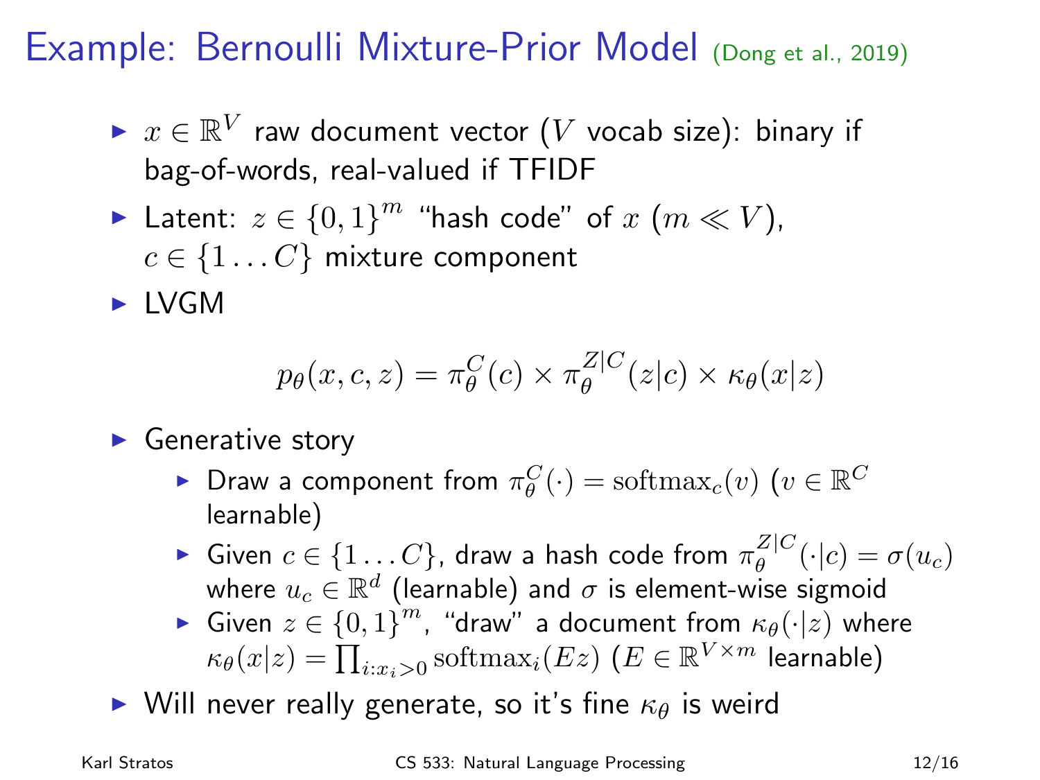# Example: Bernoulli Mixture-Prior Model (Dong et al., 2019)

- $x \in \mathbb{R}^V$ raw document vector ($V$ vocab size): binary if bag-of-words, real-valued if TFIDF
- Latent: $z \in \{0,1\}^m$ "hash code" of $x$ ($m \ll V$), $c \in \{1 \ldots C\}$ mixture component
- LVGM

$$p_\theta(x, c, z) = \pi_\theta^C(c) \times \pi_\theta^{Z|C}(z|c) \times \kappa_\theta(x|z)$$

- Generative story
  - Draw a component from $\pi_\theta^C(\cdot) = \mathrm{softmax}_c(v)$ ($v \in \mathbb{R}^C$ learnable)
  - Given $c \in \{1 \ldots C\}$, draw a hash code from $\pi_\theta^{Z|C}(\cdot|c) = \sigma(u_c)$ where $u_c \in \mathbb{R}^d$ (learnable) and $\sigma$ is element-wise sigmoid
  - Given $z \in \{0,1\}^m$, "draw" a document from $\kappa_\theta(\cdot|z)$ where $\kappa_\theta(x|z) = \prod_{i: x_i > 0} \mathrm{softmax}_i(Ez)$ ($E \in \mathbb{R}^{V \times m}$ learnable)
- Will never really generate, so it's fine $\kappa_\theta$ is weird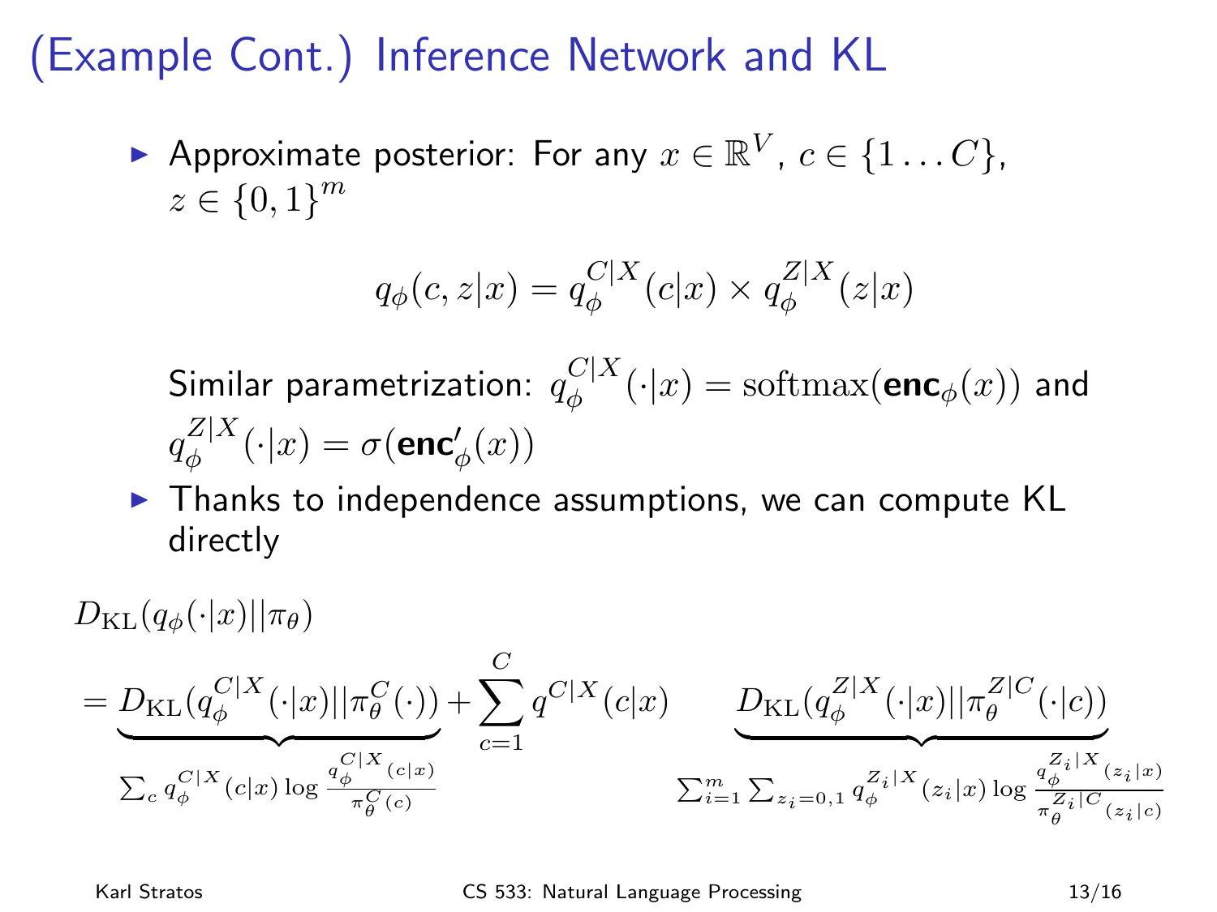# (Example Cont.) Inference Network and KL

- Approximate posterior: For any $x \in \mathbb{R}^V$, $c \in \{1 \ldots C\}$, $z \in \{0,1\}^m$

$$q_\phi(c, z|x) = q_\phi^{C|X}(c|x) \times q_\phi^{Z|X}(z|x)$$

  Similar parametrization: $q_\phi^{C|X}(\cdot|x) = \mathrm{softmax}(\textbf{enc}_\phi(x))$ and $q_\phi^{Z|X}(\cdot|x) = \sigma(\textbf{enc}'_\phi(x))$

- Thanks to independence assumptions, we can compute KL directly

$$D_{\mathrm{KL}}(q_\phi(\cdot|x)||\pi_\theta)$$

$$= \underbrace{D_{\mathrm{KL}}(q_\phi^{C|X}(\cdot|x)||\pi_\theta^C(\cdot))}_{\sum_c q_\phi^{C|X}(c|x) \log \frac{q_\phi^{C|X}(c|x)}{\pi_\theta^C(c)}} + \sum_{c=1}^{C} q^{C|X}(c|x) \qquad \underbrace{D_{\mathrm{KL}}(q_\phi^{Z|X}(\cdot|x)||\pi_\theta^{Z|C}(\cdot|c))}_{\sum_{i=1}^m \sum_{z_i=0,1} q_\phi^{Z_i|X}(z_i|x) \log \frac{q_\phi^{Z_i|X}(z_i|x)}{\pi_\theta^{Z_i|C}(z_i|c)}}$$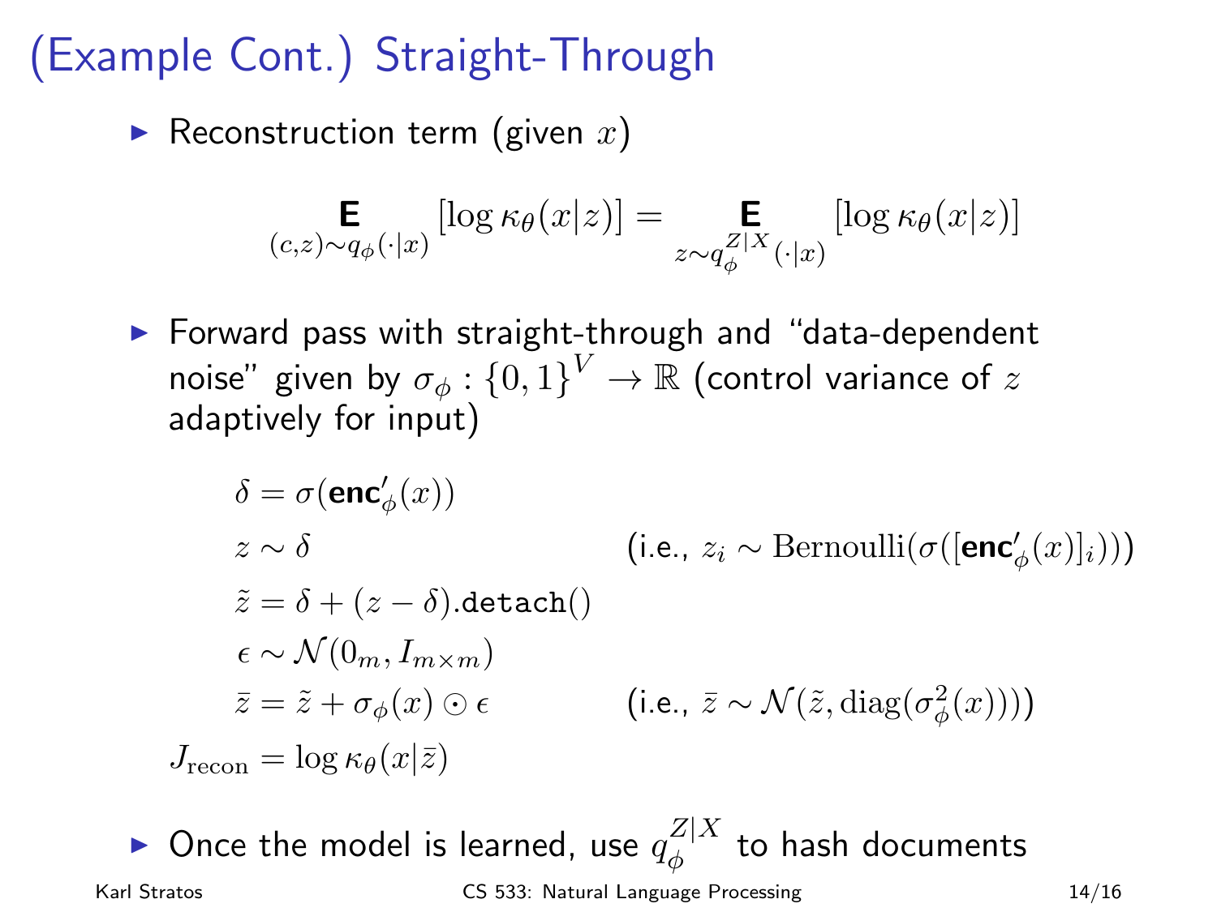# (Example Cont.) Straight-Through

- Reconstruction term (given $x$)

$$\mathop{\mathbf{E}}_{(c,z)\sim q_\phi(\cdot|x)}[\log \kappa_\theta(x|z)] = \mathop{\mathbf{E}}_{z\sim q_\phi^{Z|X}(\cdot|x)}[\log \kappa_\theta(x|z)]$$

- Forward pass with straight-through and "data-dependent noise" given by $\sigma_\phi : \{0,1\}^V \rightarrow \mathbb{R}$ (control variance of $z$ adaptively for input)

$$\begin{aligned}
&\delta = \sigma(\mathbf{enc}'_\phi(x)) \\
&z \sim \delta && \text{(i.e., } z_i \sim \text{Bernoulli}(\sigma([\mathbf{enc}'_\phi(x)]_i))\text{)} \\
&\tilde{z} = \delta + (z - \delta).\texttt{detach}() \\
&\epsilon \sim \mathcal{N}(0_m, I_{m\times m}) \\
&\bar{z} = \tilde{z} + \sigma_\phi(x) \odot \epsilon && \text{(i.e., } \bar{z} \sim \mathcal{N}(\tilde{z}, \text{diag}(\sigma^2_\phi(x)))\text{)} \\
J_{\text{recon}} &= \log \kappa_\theta(x|\bar{z})
\end{aligned}$$

- Once the model is learned, use $q_\phi^{Z|X}$ to hash documents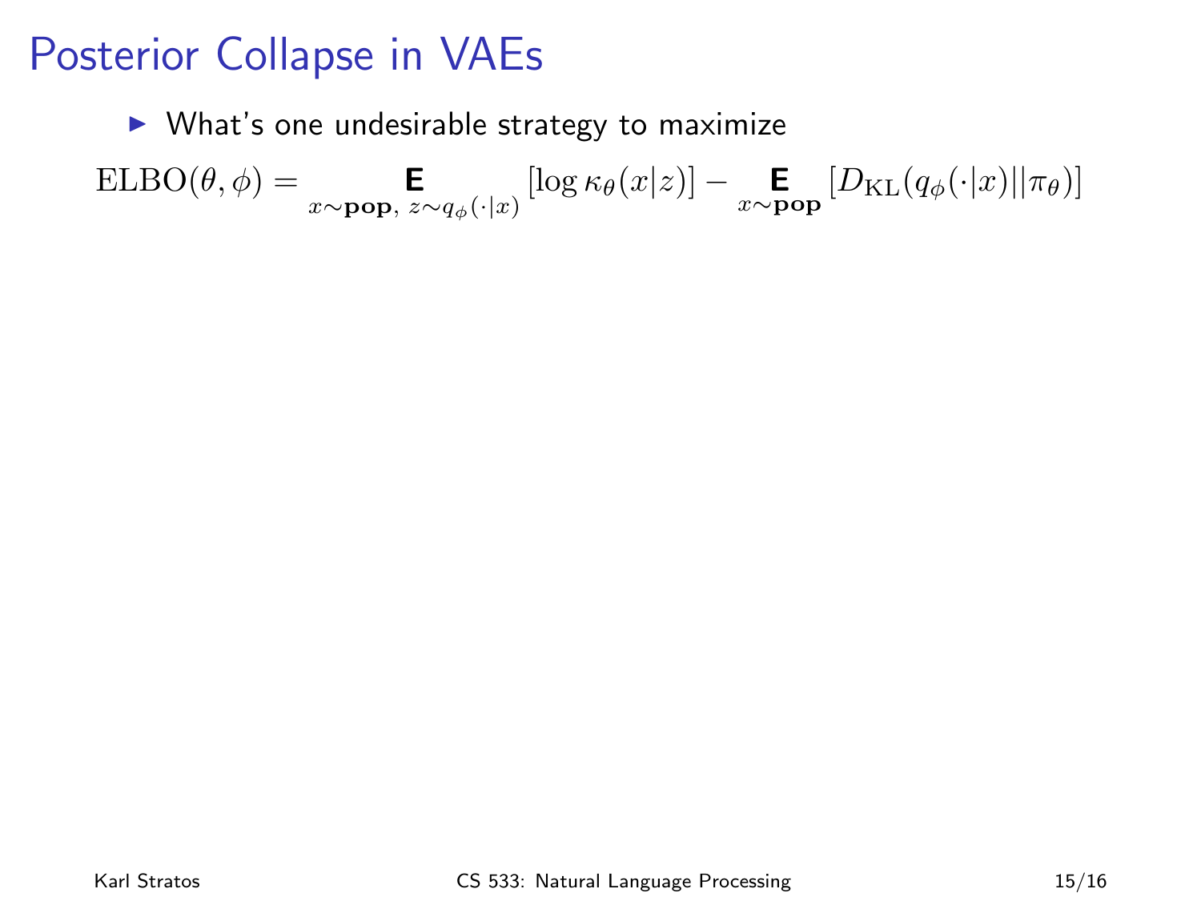# Posterior Collapse in VAEs

- What's one undesirable strategy to maximize

$$\text{ELBO}(\theta, \phi) = \mathop{\mathbf{E}}_{x \sim \mathbf{pop},\ z \sim q_\phi(\cdot|x)} [\log \kappa_\theta(x|z)] - \mathop{\mathbf{E}}_{x \sim \mathbf{pop}} [D_{\text{KL}}(q_\phi(\cdot|x) || \pi_\theta)]$$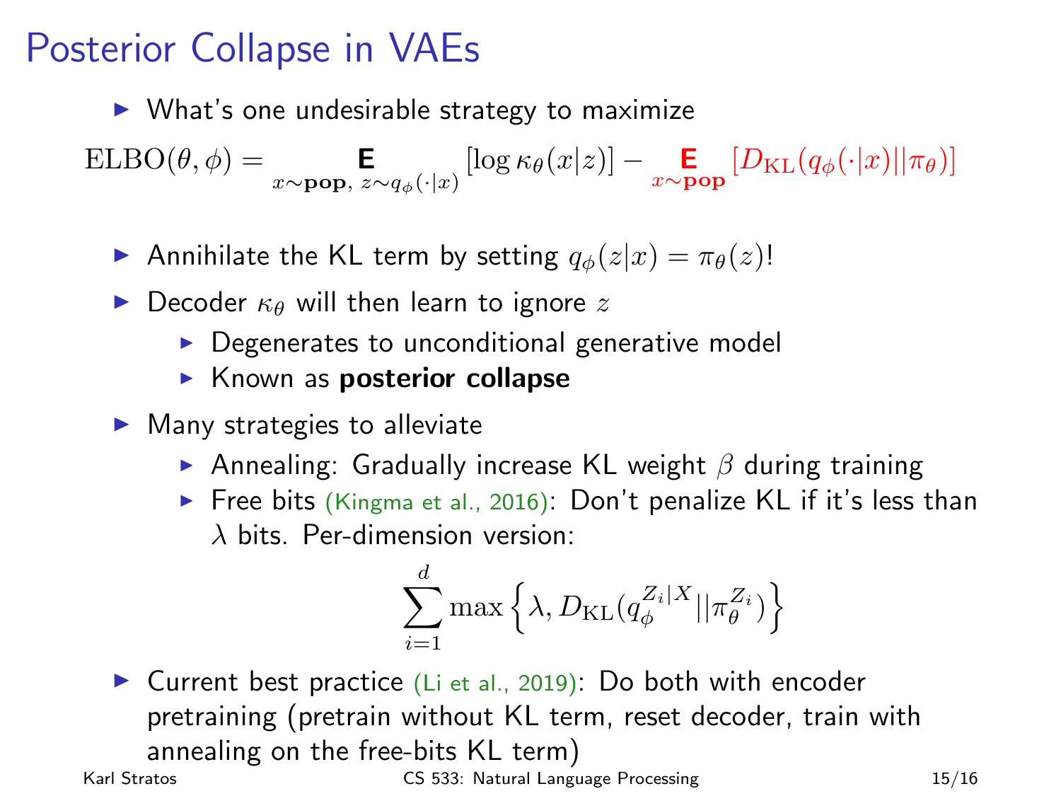# Posterior Collapse in VAEs

- What's one undesirable strategy to maximize

$$\text{ELBO}(\theta, \phi) = \mathop{\mathbf{E}}_{x \sim \mathbf{pop},\ z \sim q_\phi(\cdot|x)} [\log \kappa_\theta(x|z)] - \mathop{\mathbf{E}}_{x \sim \mathbf{pop}} [D_{\text{KL}}(q_\phi(\cdot|x) || \pi_\theta)]$$

- Annihilate the KL term by setting $q_\phi(z|x) = \pi_\theta(z)$!
- Decoder $\kappa_\theta$ will then learn to ignore $z$
  - Degenerates to unconditional generative model
  - Known as **posterior collapse**
- Many strategies to alleviate
  - Annealing: Gradually increase KL weight $\beta$ during training
  - Free bits (Kingma et al., 2016): Don't penalize KL if it's less than $\lambda$ bits. Per-dimension version:

$$\sum_{i=1}^{d} \max \left\{ \lambda, D_{\text{KL}}(q_\phi^{Z_i|X} || \pi_\theta^{Z_i}) \right\}$$

- Current best practice (Li et al., 2019): Do both with encoder pretraining (pretrain without KL term, reset decoder, train with annealing on the free-bits KL term)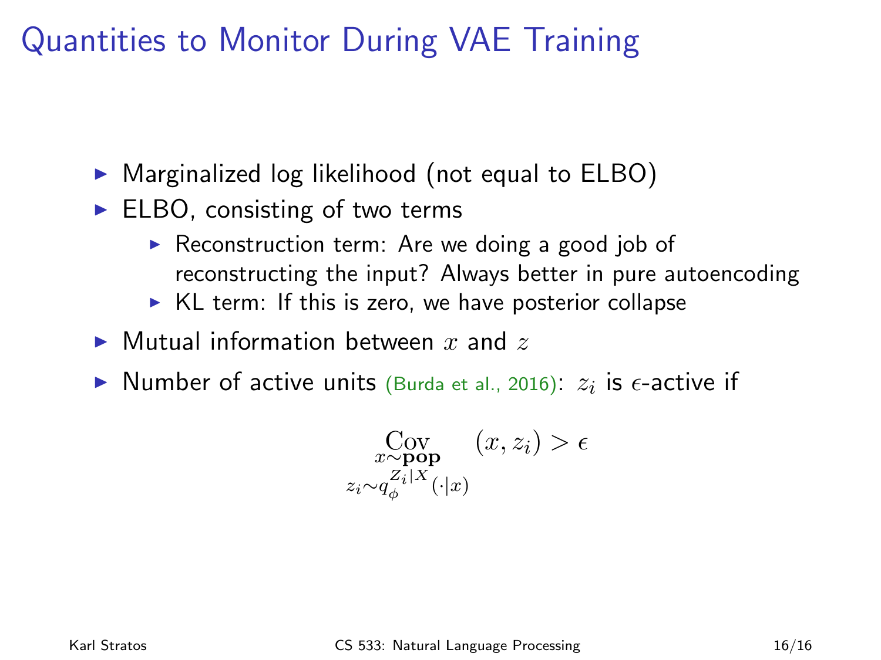# Quantities to Monitor During VAE Training

- Marginalized log likelihood (not equal to ELBO)
- ELBO, consisting of two terms
  - Reconstruction term: Are we doing a good job of reconstructing the input? Always better in pure autoencoding
  - KL term: If this is zero, we have posterior collapse
- Mutual information between $x$ and $z$
- Number of active units (Burda et al., 2016): $z_i$ is $\epsilon$-active if

$$\underset{\substack{x \sim \mathbf{pop} \\ z_i \sim q_\phi^{Z_i|X}(\cdot|x)}}{\mathrm{Cov}} (x, z_i) > \epsilon$$